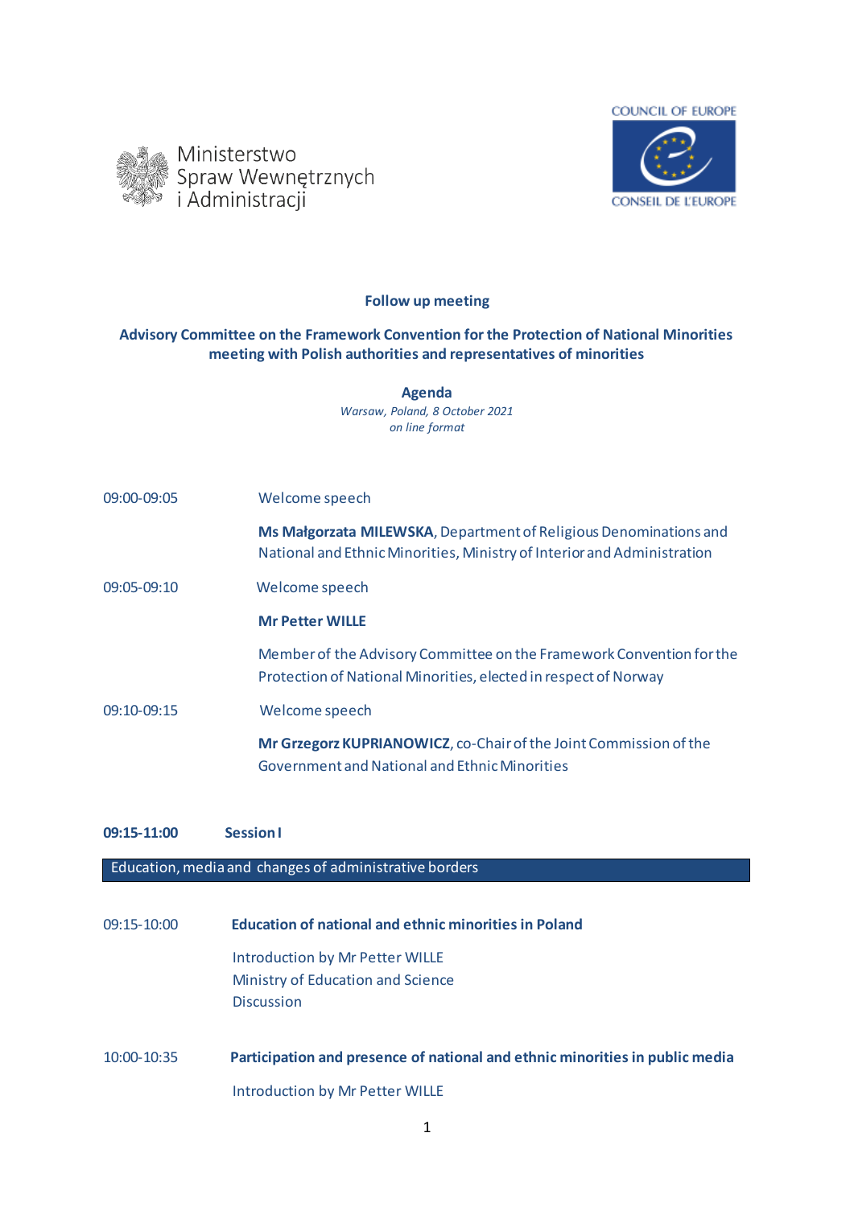Ministerstwo Spraw Wewnętrznych i Administracji

COUNCIL OF EUROPE

CONSEIL DE L'EUROPE

**Follow up meeting**

**Advisory Committee on the Framework Convention for the Protection of National Minorities meeting with Polish authorities and representatives of minorities**

**Agenda**

*Warsaw, Poland, 8 October 2021*

*on line format*

09:00-09:05 Welcome speech

**Ms Małgorzata MILEWSKA**, Department of Religious Denominations and National and Ethnic Minorities, Ministry of Interior and Administration

09:05-09:10 Welcome speech

**Mr Petter WILLE**

Member of the Advisory Committee on the Framework Convention for the Protection of National Minorities, elected in respect of Norway

09:10-09:15 Welcome speech

**Mr Grzegorz KUPRIANOWICZ**, co-Chair of the Joint Commission of the Government and National and Ethnic Minorities

**09:15-11:00 Session I**

Education, media and changes of administrative borders

09:15-10:00 **Education of national and ethnic minorities in Poland**

Introduction by Mr Petter WILLE

Ministry of Education and Science

Discussion

10:00-10:35 **Participation and presence of national and ethnic minorities in public media**

Introduction by Mr Petter WILLE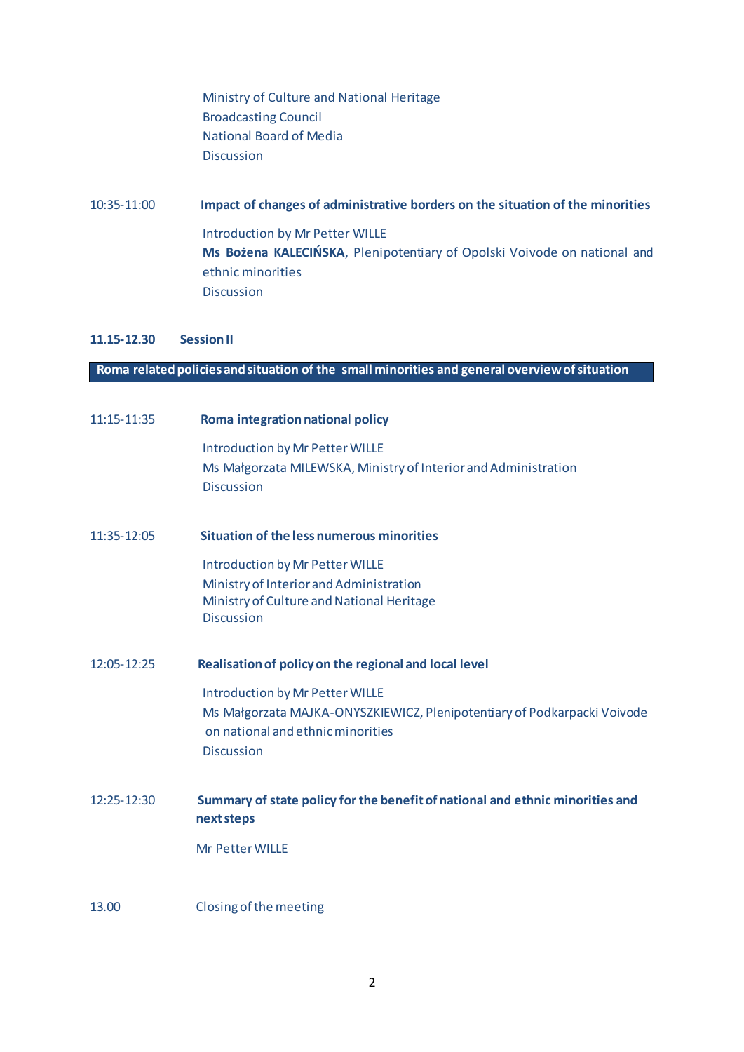Ministry of Culture and National Heritage
Broadcasting Council
National Board of Media
Discussion

10:35-11:00 **Impact of changes of administrative borders on the situation of the minorities**

Introduction by Mr Petter WILLE
**Ms Bożena KALECIŃSKA**, Plenipotentiary of Opolski Voivode on national and ethnic minorities
Discussion

**11.15-12.30 Session II**

**Roma related policies and situation of the small minorities and general overview of situation**

11:15-11:35 **Roma integration national policy**

Introduction by Mr Petter WILLE
Ms Małgorzata MILEWSKA, Ministry of Interior and Administration
Discussion

11:35-12:05 **Situation of the less numerous minorities**

Introduction by Mr Petter WILLE
Ministry of Interior and Administration
Ministry of Culture and National Heritage
Discussion

12:05-12:25 **Realisation of policy on the regional and local level**

Introduction by Mr Petter WILLE
Ms Małgorzata MAJKA-ONYSZKIEWICZ, Plenipotentiary of Podkarpacki Voivode on national and ethnic minorities
Discussion

12:25-12:30 **Summary of state policy for the benefit of national and ethnic minorities and next steps**

Mr Petter WILLE

13.00 Closing of the meeting